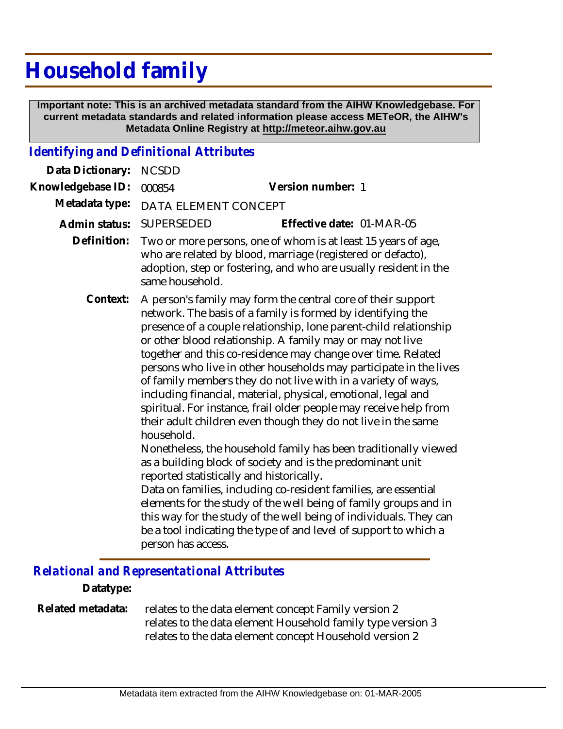# Household family

**Important note: This is an archived metadata standard from the AIHW Knowledgebase. For current metadata standards and related information please access METeOR, the AIHW's Metadata Online Registry at http://meteor.aihw.gov.au**

## *Identifying and Definitional Attributes*

**Data Dictionary:** NCSDD

**Knowledgebase ID:** 000854 **Version number:** 1

**Metadata type:** DATA ELEMENT CONCEPT

**Admin status:** SUPERSEDED **Effective date:** 01-MAR-05

**Definition:** Two or more persons, one of whom is at least 15 years of age, who are related by blood, marriage (registered or defacto), adoption, step or fostering, and who are usually resident in the same household.

**Context:** A person's family may form the central core of their support network. The basis of a family is formed by identifying the presence of a couple relationship, lone parent-child relationship or other blood relationship. A family may or may not live together and this co-residence may change over time. Related persons who live in other households may participate in the lives of family members they do not live with in a variety of ways, including financial, material, physical, emotional, legal and spiritual. For instance, frail older people may receive help from their adult children even though they do not live in the same household.

Nonetheless, the household family has been traditionally viewed as a building block of society and is the predominant unit reported statistically and historically.

Data on families, including co-resident families, are essential elements for the study of the well being of family groups and in this way for the study of the well being of individuals. They can be a tool indicating the type of and level of support to which a person has access.

## *Relational and Representational Attributes*

**Datatype:**

**Related metadata:** relates to the data element concept Family version 2
relates to the data element Household family type version 3
relates to the data element concept Household version 2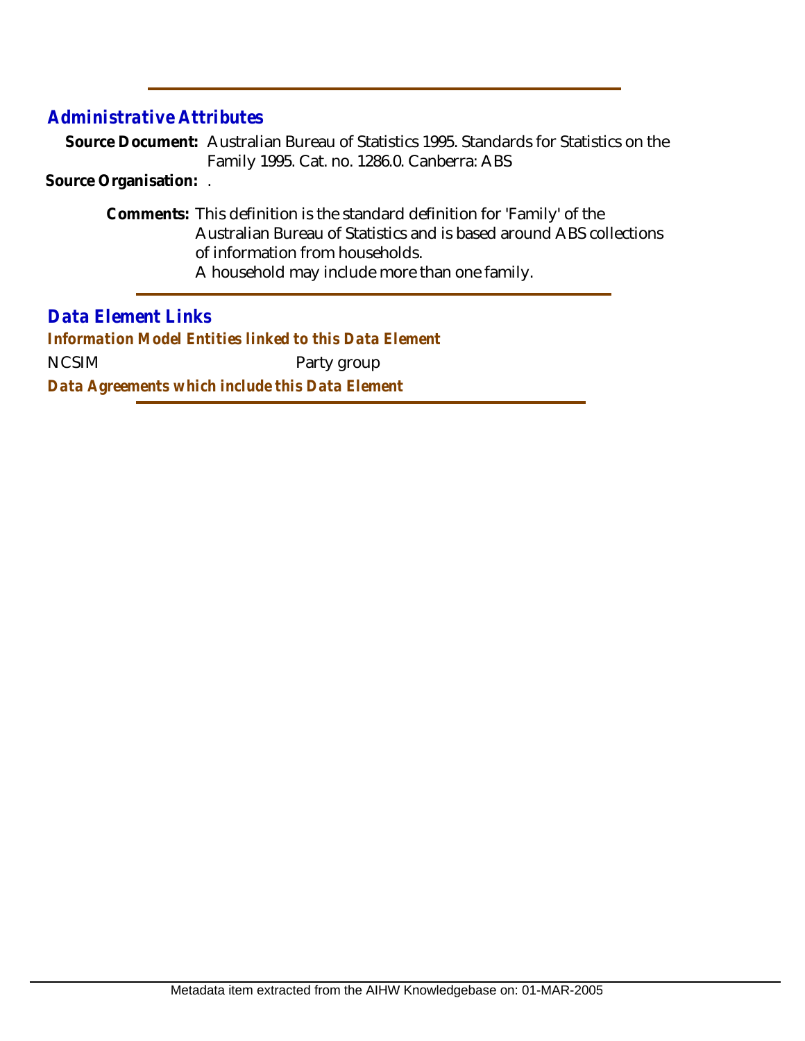## Administrative Attributes

**Source Document:** Australian Bureau of Statistics 1995. Standards for Statistics on the Family 1995. Cat. no. 1286.0. Canberra: ABS

**Source Organisation:** .

**Comments:** This definition is the standard definition for 'Family' of the Australian Bureau of Statistics and is based around ABS collections of information from households.
A household may include more than one family.

## Data Element Links

### Information Model Entities linked to this Data Element

| | |
|---|---|
| NCSIM | Party group |

### Data Agreements which include this Data Element

Metadata item extracted from the AIHW Knowledgebase on: 01-MAR-2005